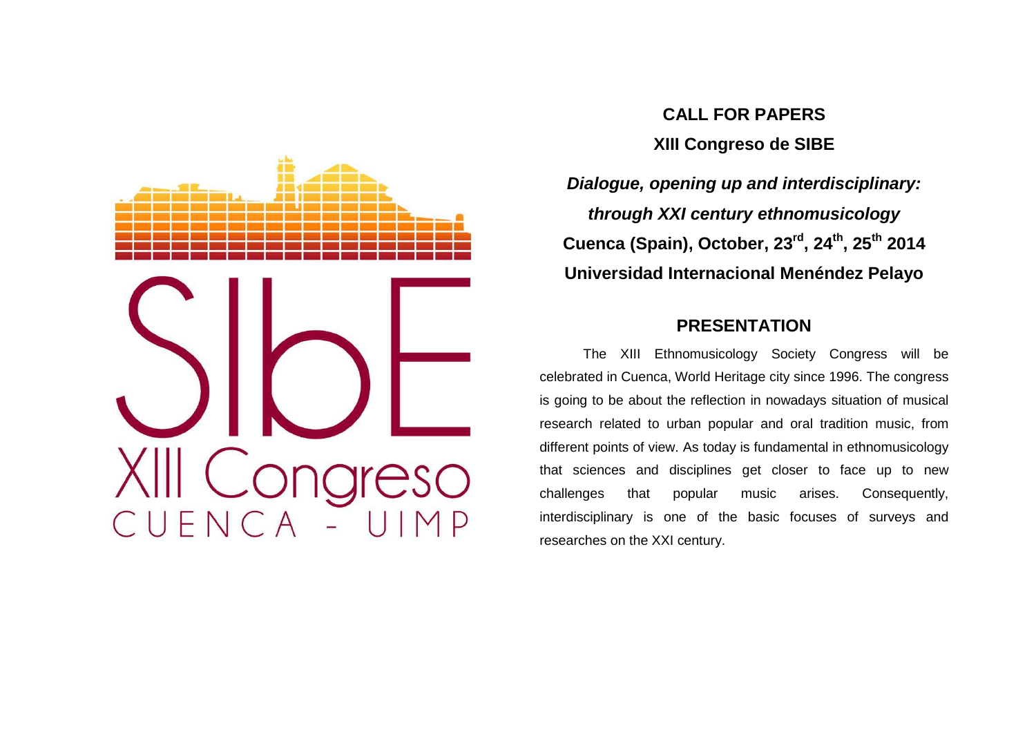SIbE
XIII Congreso
CUENCA - UIMP

# CALL FOR PAPERS

## XIII Congreso de SIBE

***Dialogue, opening up and interdisciplinary: through XXI century ethnomusicology***

**Cuenca (Spain), October, 23rd, 24th, 25th 2014**

**Universidad Internacional Menéndez Pelayo**

## PRESENTATION

The XIII Ethnomusicology Society Congress will be celebrated in Cuenca, World Heritage city since 1996. The congress is going to be about the reflection in nowadays situation of musical research related to urban popular and oral tradition music, from different points of view. As today is fundamental in ethnomusicology that sciences and disciplines get closer to face up to new challenges that popular music arises. Consequently, interdisciplinary is one of the basic focuses of surveys and researches on the XXI century.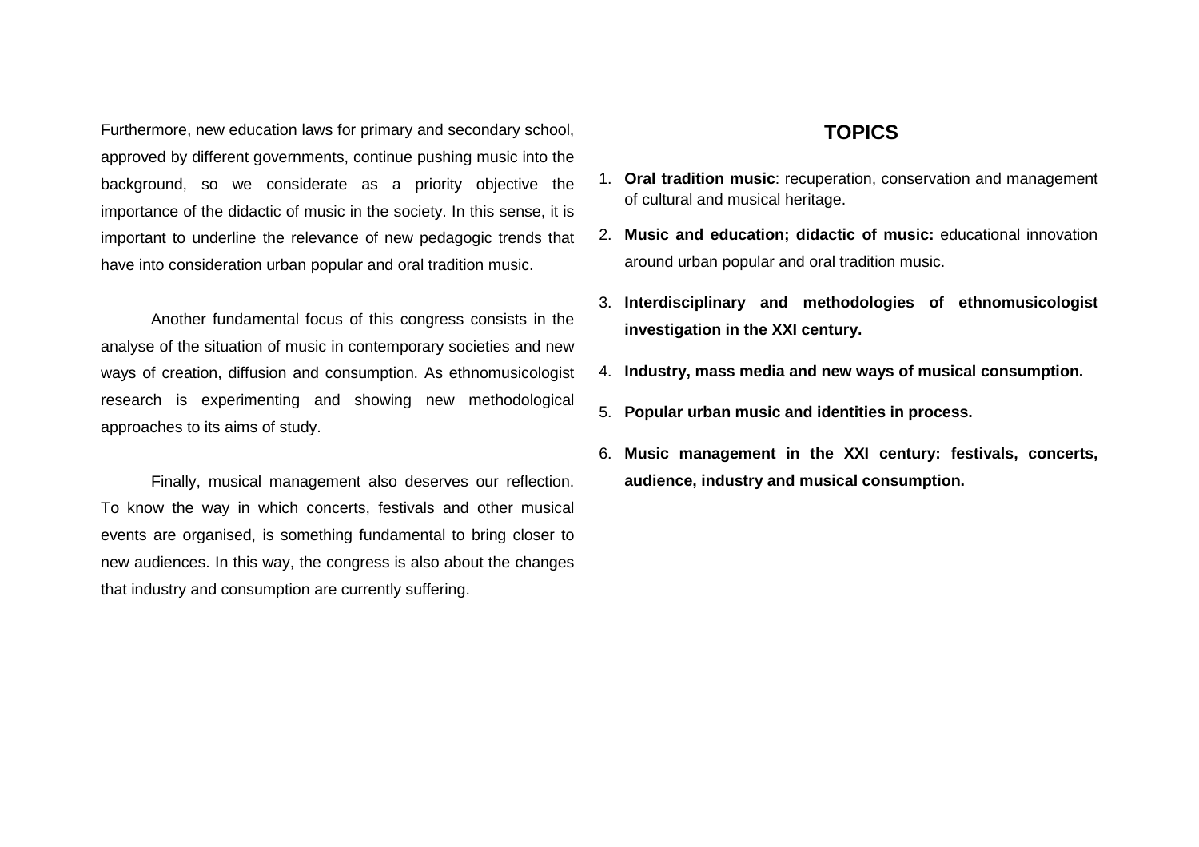Furthermore, new education laws for primary and secondary school, approved by different governments, continue pushing music into the background, so we considerate as a priority objective the importance of the didactic of music in the society. In this sense, it is important to underline the relevance of new pedagogic trends that have into consideration urban popular and oral tradition music.

Another fundamental focus of this congress consists in the analyse of the situation of music in contemporary societies and new ways of creation, diffusion and consumption. As ethnomusicologist research is experimenting and showing new methodological approaches to its aims of study.

Finally, musical management also deserves our reflection. To know the way in which concerts, festivals and other musical events are organised, is something fundamental to bring closer to new audiences. In this way, the congress is also about the changes that industry and consumption are currently suffering.

## TOPICS

1. **Oral tradition music**: recuperation, conservation and management of cultural and musical heritage.
2. **Music and education; didactic of music:** educational innovation around urban popular and oral tradition music.
3. **Interdisciplinary and methodologies of ethnomusicologist investigation in the XXI century.**
4. **Industry, mass media and new ways of musical consumption.**
5. **Popular urban music and identities in process.**
6. **Music management in the XXI century: festivals, concerts, audience, industry and musical consumption.**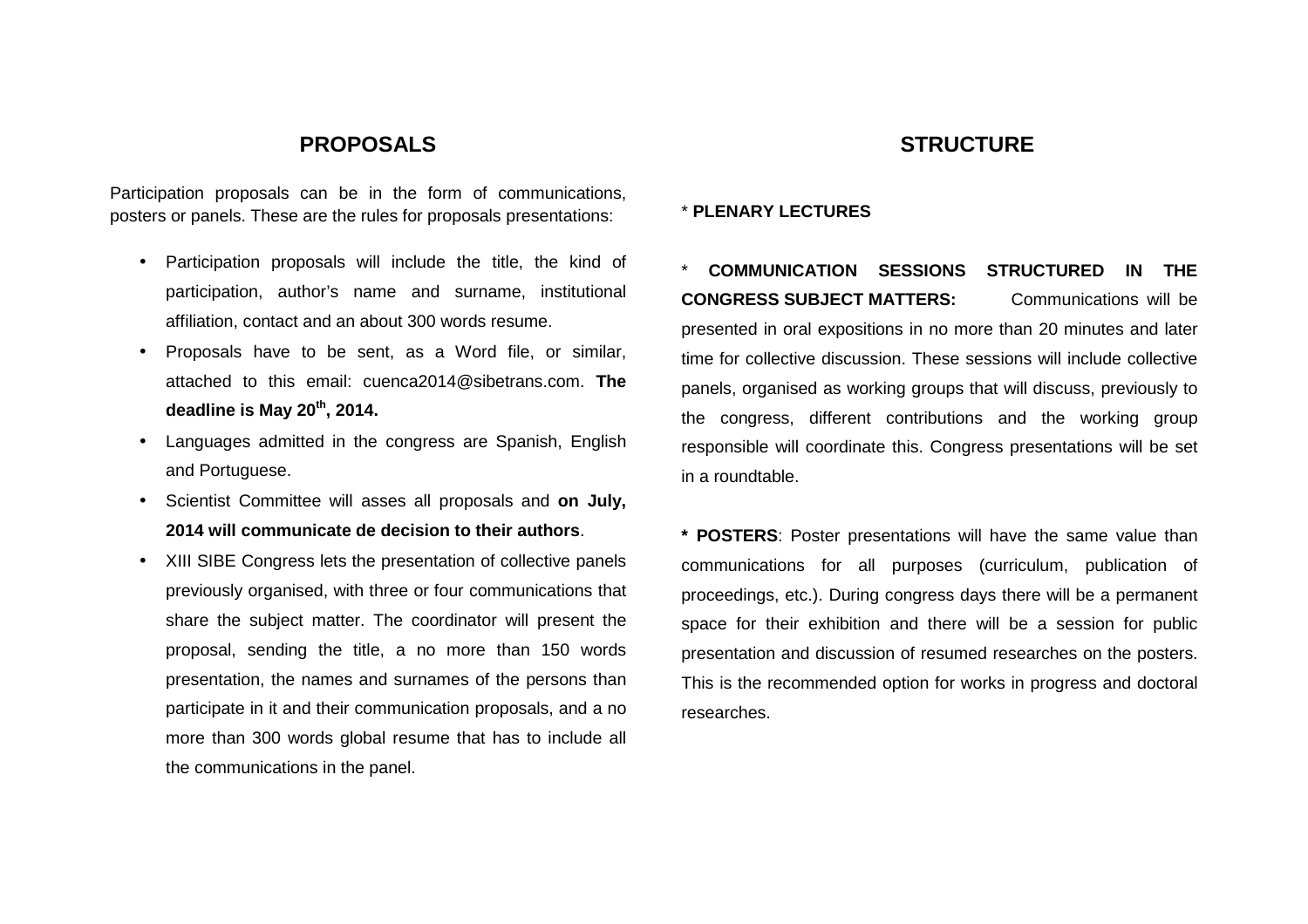## PROPOSALS

Participation proposals can be in the form of communications, posters or panels. These are the rules for proposals presentations:

- Participation proposals will include the title, the kind of participation, author's name and surname, institutional affiliation, contact and an about 300 words resume.
- Proposals have to be sent, as a Word file, or similar, attached to this email: cuenca2014@sibetrans.com. **The deadline is May 20th, 2014.**
- Languages admitted in the congress are Spanish, English and Portuguese.
- Scientist Committee will asses all proposals and **on July, 2014 will communicate de decision to their authors**.
- XIII SIBE Congress lets the presentation of collective panels previously organised, with three or four communications that share the subject matter. The coordinator will present the proposal, sending the title, a no more than 150 words presentation, the names and surnames of the persons than participate in it and their communication proposals, and a no more than 300 words global resume that has to include all the communications in the panel.

## STRUCTURE

* **PLENARY LECTURES**

* **COMMUNICATION SESSIONS STRUCTURED IN THE CONGRESS SUBJECT MATTERS:** Communications will be presented in oral expositions in no more than 20 minutes and later time for collective discussion. These sessions will include collective panels, organised as working groups that will discuss, previously to the congress, different contributions and the working group responsible will coordinate this. Congress presentations will be set in a roundtable.

**\* POSTERS**: Poster presentations will have the same value than communications for all purposes (curriculum, publication of proceedings, etc.). During congress days there will be a permanent space for their exhibition and there will be a session for public presentation and discussion of resumed researches on the posters. This is the recommended option for works in progress and doctoral researches.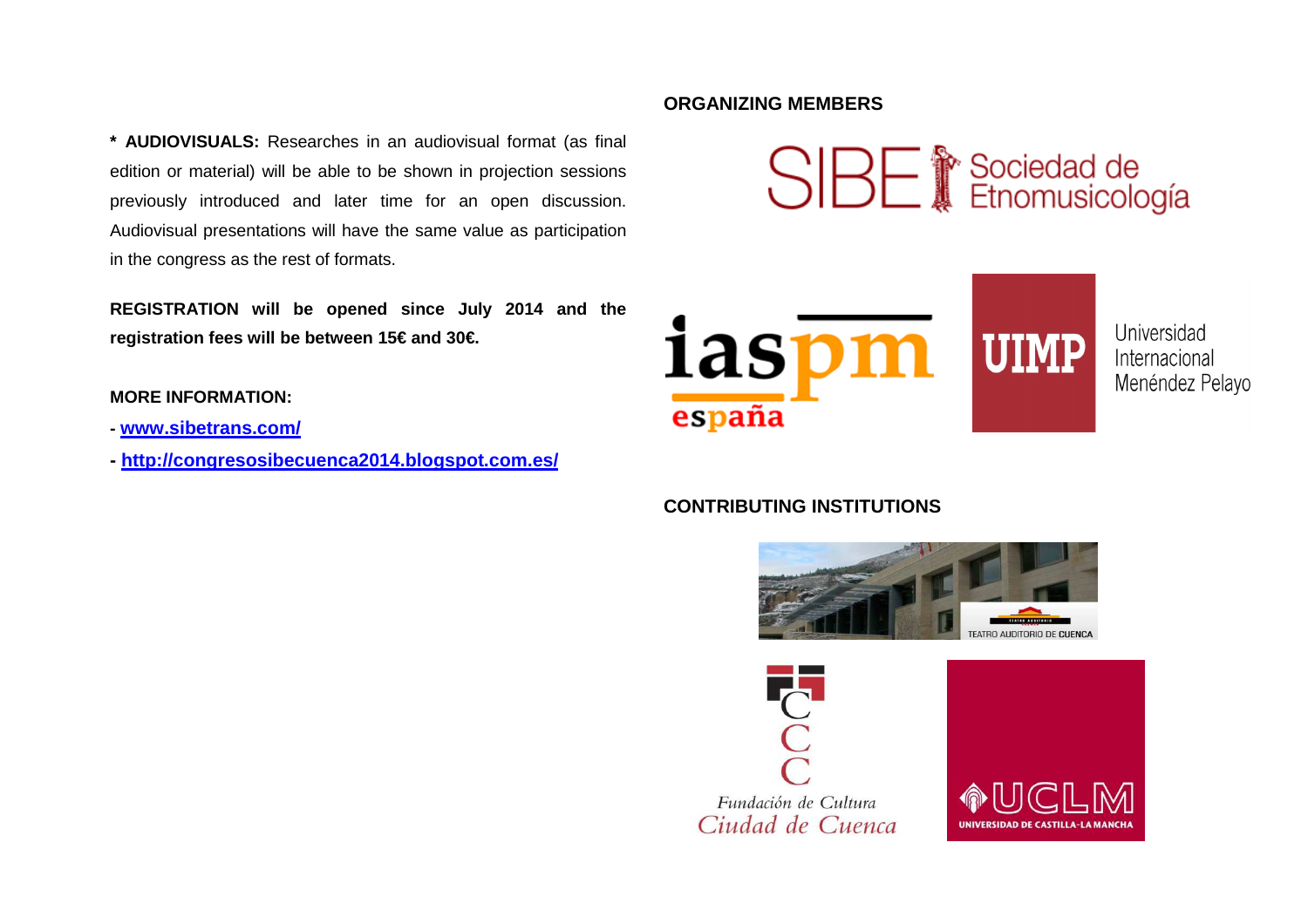**\* AUDIOVISUALS:** Researches in an audiovisual format (as final edition or material) will be able to be shown in projection sessions previously introduced and later time for an open discussion. Audiovisual presentations will have the same value as participation in the congress as the rest of formats.

**REGISTRATION will be opened since July 2014 and the registration fees will be between 15€ and 30€.**

**MORE INFORMATION:**

- **www.sibetrans.com/**
- **http://congresosibecuenca2014.blogspot.com.es/**

**ORGANIZING MEMBERS**

SIBE Sociedad de Etnomusicología

iaspm españa

UIMP Universidad Internacional Menéndez Pelayo

**CONTRIBUTING INSTITUTIONS**

TEATRO AUDITORIO DE CUENCA

Fundación de Cultura Ciudad de Cuenca

UCLM UNIVERSIDAD DE CASTILLA-LA MANCHA